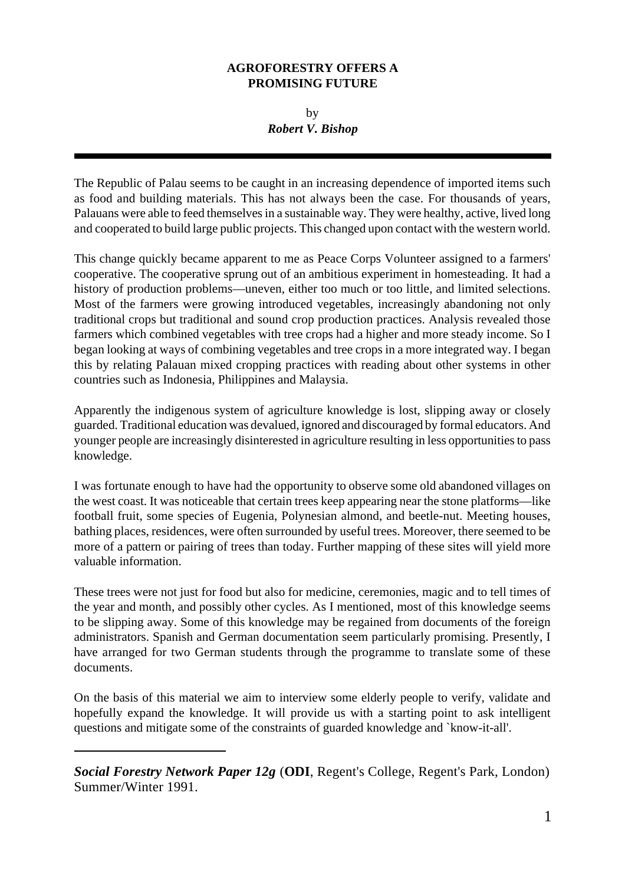# AGROFORESTRY OFFERS A PROMISING FUTURE

by

***Robert V. Bishop***

---

The Republic of Palau seems to be caught in an increasing dependence of imported items such as food and building materials. This has not always been the case. For thousands of years, Palauans were able to feed themselves in a sustainable way. They were healthy, active, lived long and cooperated to build large public projects. This changed upon contact with the western world.

This change quickly became apparent to me as Peace Corps Volunteer assigned to a farmers' cooperative. The cooperative sprung out of an ambitious experiment in homesteading. It had a history of production problems—uneven, either too much or too little, and limited selections. Most of the farmers were growing introduced vegetables, increasingly abandoning not only traditional crops but traditional and sound crop production practices. Analysis revealed those farmers which combined vegetables with tree crops had a higher and more steady income. So I began looking at ways of combining vegetables and tree crops in a more integrated way. I began this by relating Palauan mixed cropping practices with reading about other systems in other countries such as Indonesia, Philippines and Malaysia.

Apparently the indigenous system of agriculture knowledge is lost, slipping away or closely guarded. Traditional education was devalued, ignored and discouraged by formal educators. And younger people are increasingly disinterested in agriculture resulting in less opportunities to pass knowledge.

I was fortunate enough to have had the opportunity to observe some old abandoned villages on the west coast. It was noticeable that certain trees keep appearing near the stone platforms—like football fruit, some species of Eugenia, Polynesian almond, and beetle-nut. Meeting houses, bathing places, residences, were often surrounded by useful trees. Moreover, there seemed to be more of a pattern or pairing of trees than today. Further mapping of these sites will yield more valuable information.

These trees were not just for food but also for medicine, ceremonies, magic and to tell times of the year and month, and possibly other cycles. As I mentioned, most of this knowledge seems to be slipping away. Some of this knowledge may be regained from documents of the foreign administrators. Spanish and German documentation seem particularly promising. Presently, I have arranged for two German students through the programme to translate some of these documents.

On the basis of this material we aim to interview some elderly people to verify, validate and hopefully expand the knowledge. It will provide us with a starting point to ask intelligent questions and mitigate some of the constraints of guarded knowledge and `know-it-all'.

---

***Social Forestry Network Paper 12g*** (**ODI**, Regent's College, Regent's Park, London) Summer/Winter 1991.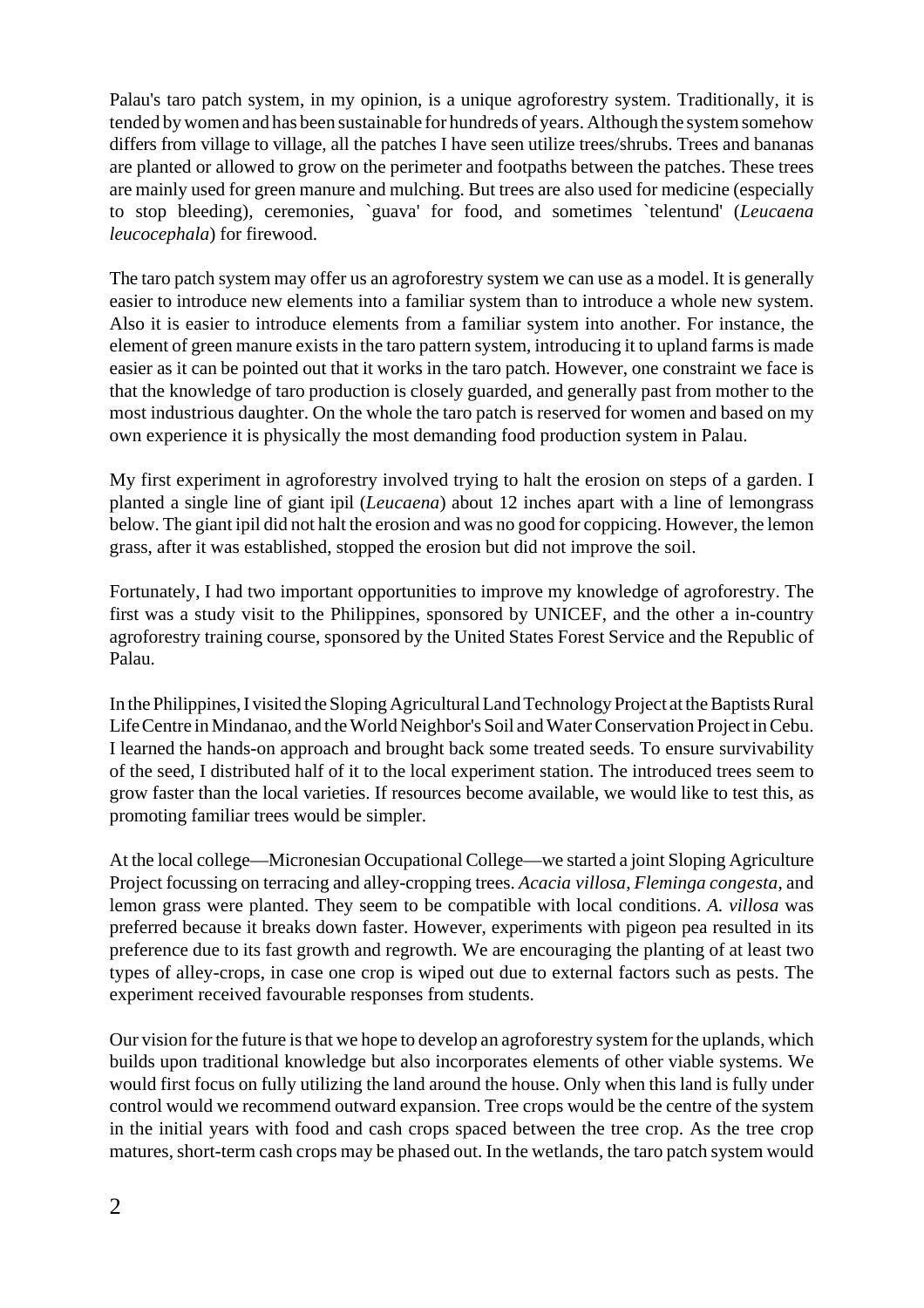Palau's taro patch system, in my opinion, is a unique agroforestry system. Traditionally, it is tended by women and has been sustainable for hundreds of years. Although the system somehow differs from village to village, all the patches I have seen utilize trees/shrubs. Trees and bananas are planted or allowed to grow on the perimeter and footpaths between the patches. These trees are mainly used for green manure and mulching. But trees are also used for medicine (especially to stop bleeding), ceremonies, `guava' for food, and sometimes `telentund' (*Leucaena leucocephala*) for firewood.

The taro patch system may offer us an agroforestry system we can use as a model. It is generally easier to introduce new elements into a familiar system than to introduce a whole new system. Also it is easier to introduce elements from a familiar system into another. For instance, the element of green manure exists in the taro pattern system, introducing it to upland farms is made easier as it can be pointed out that it works in the taro patch. However, one constraint we face is that the knowledge of taro production is closely guarded, and generally past from mother to the most industrious daughter. On the whole the taro patch is reserved for women and based on my own experience it is physically the most demanding food production system in Palau.

My first experiment in agroforestry involved trying to halt the erosion on steps of a garden. I planted a single line of giant ipil (*Leucaena*) about 12 inches apart with a line of lemongrass below. The giant ipil did not halt the erosion and was no good for coppicing. However, the lemon grass, after it was established, stopped the erosion but did not improve the soil.

Fortunately, I had two important opportunities to improve my knowledge of agroforestry. The first was a study visit to the Philippines, sponsored by UNICEF, and the other a in-country agroforestry training course, sponsored by the United States Forest Service and the Republic of Palau.

In the Philippines, I visited the Sloping Agricultural Land Technology Project at the Baptists Rural Life Centre in Mindanao, and the World Neighbor's Soil and Water Conservation Project in Cebu. I learned the hands-on approach and brought back some treated seeds. To ensure survivability of the seed, I distributed half of it to the local experiment station. The introduced trees seem to grow faster than the local varieties. If resources become available, we would like to test this, as promoting familiar trees would be simpler.

At the local college—Micronesian Occupational College—we started a joint Sloping Agriculture Project focussing on terracing and alley-cropping trees. *Acacia villosa*, *Fleminga congesta*, and lemon grass were planted. They seem to be compatible with local conditions. *A. villosa* was preferred because it breaks down faster. However, experiments with pigeon pea resulted in its preference due to its fast growth and regrowth. We are encouraging the planting of at least two types of alley-crops, in case one crop is wiped out due to external factors such as pests. The experiment received favourable responses from students.

Our vision for the future is that we hope to develop an agroforestry system for the uplands, which builds upon traditional knowledge but also incorporates elements of other viable systems. We would first focus on fully utilizing the land around the house. Only when this land is fully under control would we recommend outward expansion. Tree crops would be the centre of the system in the initial years with food and cash crops spaced between the tree crop. As the tree crop matures, short-term cash crops may be phased out. In the wetlands, the taro patch system would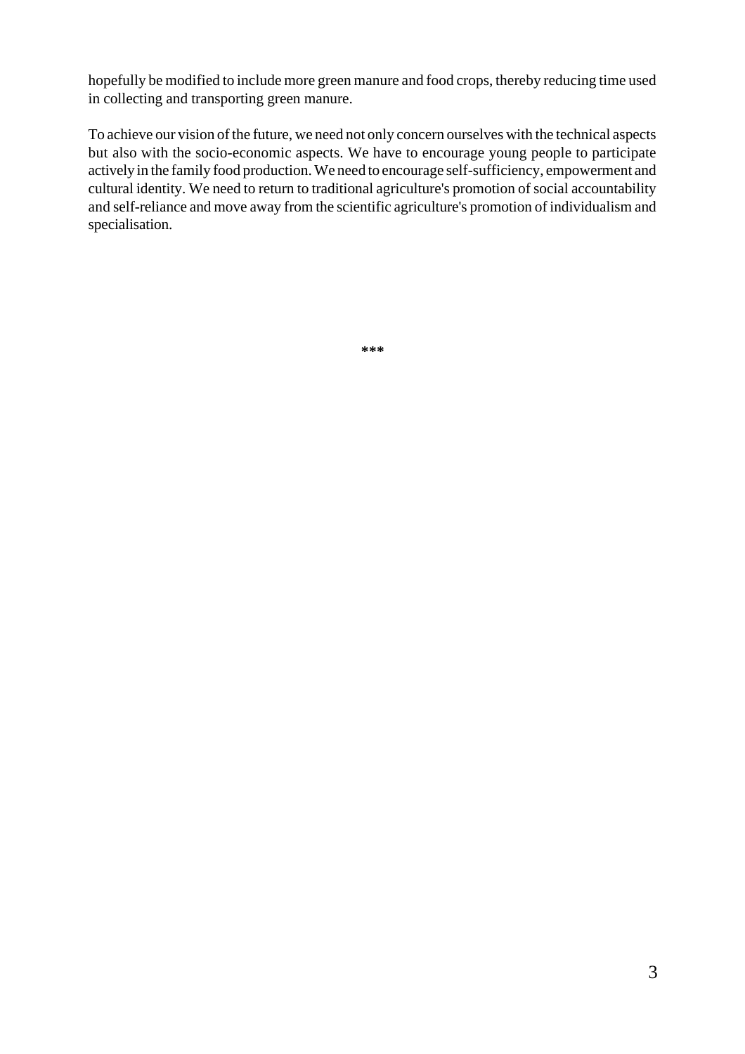hopefully be modified to include more green manure and food crops, thereby reducing time used in collecting and transporting green manure.

To achieve our vision of the future, we need not only concern ourselves with the technical aspects but also with the socio-economic aspects. We have to encourage young people to participate actively in the family food production. We need to encourage self-sufficiency, empowerment and cultural identity. We need to return to traditional agriculture's promotion of social accountability and self-reliance and move away from the scientific agriculture's promotion of individualism and specialisation.

***